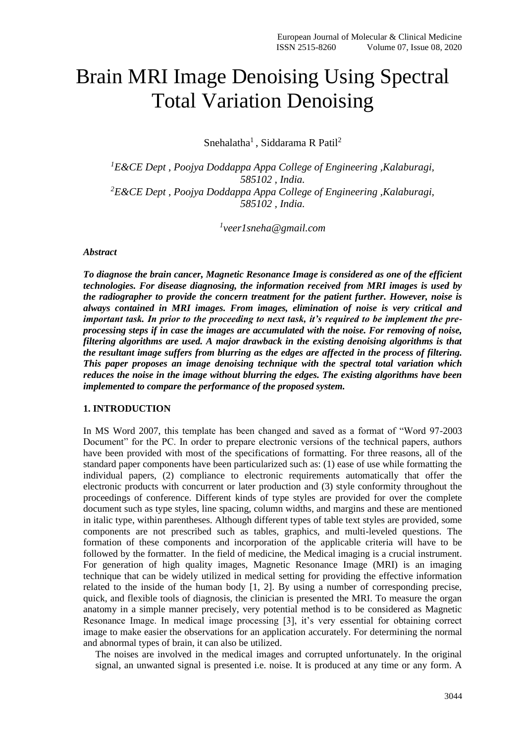# Brain MRI Image Denoising Using Spectral Total Variation Denoising

Snehalatha[1] , Siddarama R Patil[2]

*[1]E&CE Dept , Poojya Doddappa Appa College of Engineering ,Kalaburagi, 585102 , India.*
*[2]E&CE Dept , Poojya Doddappa Appa College of Engineering ,Kalaburagi, 585102 , India.*

*[1]veer1sneha@gmail.com*

***Abstract***

***To diagnose the brain cancer, Magnetic Resonance Image is considered as one of the efficient technologies. For disease diagnosing, the information received from MRI images is used by the radiographer to provide the concern treatment for the patient further. However, noise is always contained in MRI images. From images, elimination of noise is very critical and important task. In prior to the proceeding to next task, it's required to be implement the pre-processing steps if in case the images are accumulated with the noise. For removing of noise, filtering algorithms are used. A major drawback in the existing denoising algorithms is that the resultant image suffers from blurring as the edges are affected in the process of filtering. This paper proposes an image denoising technique with the spectral total variation which reduces the noise in the image without blurring the edges. The existing algorithms have been implemented to compare the performance of the proposed system.***

## 1. INTRODUCTION

In MS Word 2007, this template has been changed and saved as a format of "Word 97-2003 Document" for the PC. In order to prepare electronic versions of the technical papers, authors have been provided with most of the specifications of formatting. For three reasons, all of the standard paper components have been particularized such as: (1) ease of use while formatting the individual papers, (2) compliance to electronic requirements automatically that offer the electronic products with concurrent or later production and (3) style conformity throughout the proceedings of conference. Different kinds of type styles are provided for over the complete document such as type styles, line spacing, column widths, and margins and these are mentioned in italic type, within parentheses. Although different types of table text styles are provided, some components are not prescribed such as tables, graphics, and multi-leveled questions. The formation of these components and incorporation of the applicable criteria will have to be followed by the formatter. In the field of medicine, the Medical imaging is a crucial instrument. For generation of high quality images, Magnetic Resonance Image (MRI) is an imaging technique that can be widely utilized in medical setting for providing the effective information related to the inside of the human body [1, 2]. By using a number of corresponding precise, quick, and flexible tools of diagnosis, the clinician is presented the MRI. To measure the organ anatomy in a simple manner precisely, very potential method is to be considered as Magnetic Resonance Image. In medical image processing [3], it's very essential for obtaining correct image to make easier the observations for an application accurately. For determining the normal and abnormal types of brain, it can also be utilized.

The noises are involved in the medical images and corrupted unfortunately. In the original signal, an unwanted signal is presented i.e. noise. It is produced at any time or any form. A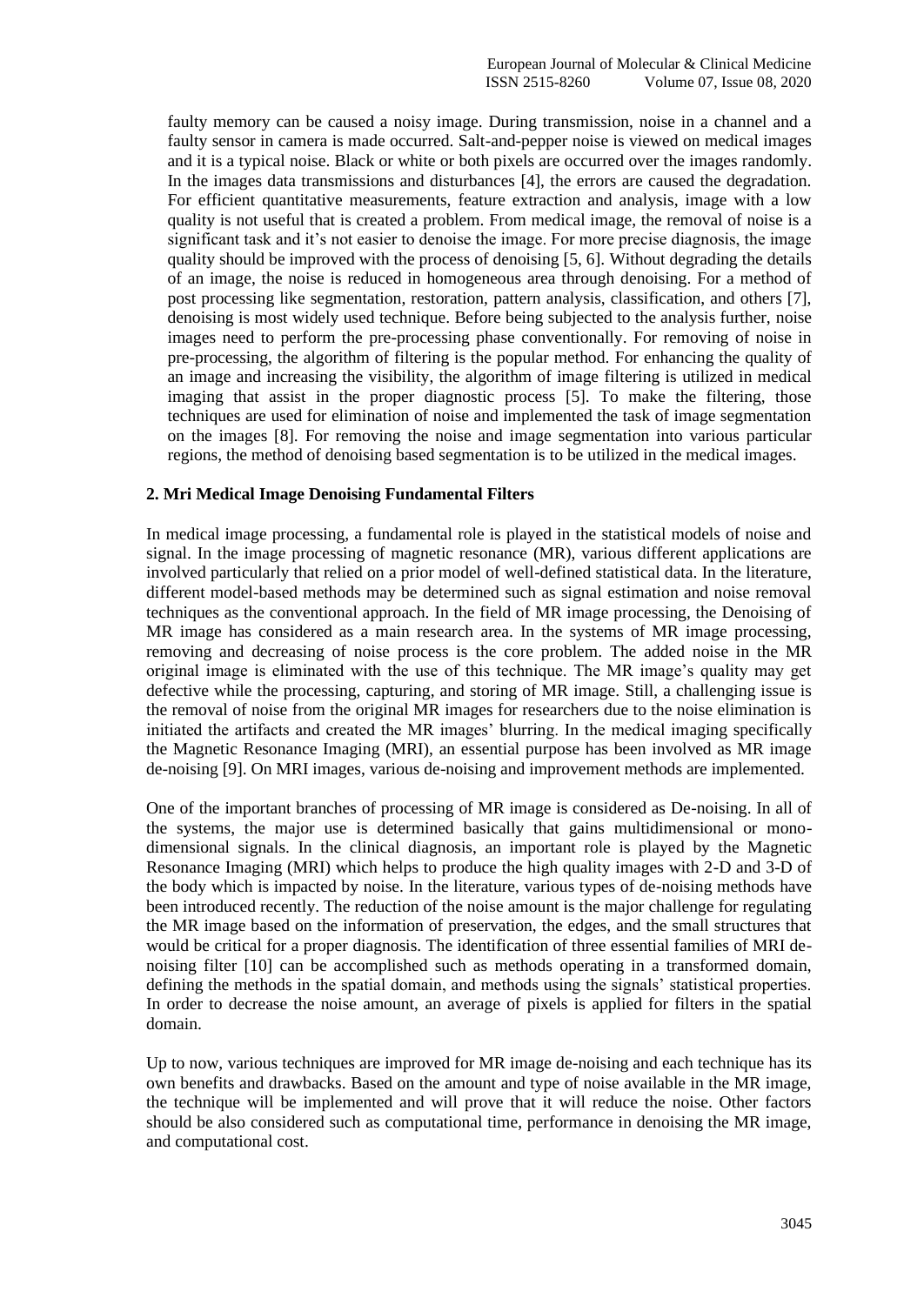faulty memory can be caused a noisy image. During transmission, noise in a channel and a faulty sensor in camera is made occurred. Salt-and-pepper noise is viewed on medical images and it is a typical noise. Black or white or both pixels are occurred over the images randomly. In the images data transmissions and disturbances [4], the errors are caused the degradation. For efficient quantitative measurements, feature extraction and analysis, image with a low quality is not useful that is created a problem. From medical image, the removal of noise is a significant task and it's not easier to denoise the image. For more precise diagnosis, the image quality should be improved with the process of denoising [5, 6]. Without degrading the details of an image, the noise is reduced in homogeneous area through denoising. For a method of post processing like segmentation, restoration, pattern analysis, classification, and others [7], denoising is most widely used technique. Before being subjected to the analysis further, noise images need to perform the pre-processing phase conventionally. For removing of noise in pre-processing, the algorithm of filtering is the popular method. For enhancing the quality of an image and increasing the visibility, the algorithm of image filtering is utilized in medical imaging that assist in the proper diagnostic process [5]. To make the filtering, those techniques are used for elimination of noise and implemented the task of image segmentation on the images [8]. For removing the noise and image segmentation into various particular regions, the method of denoising based segmentation is to be utilized in the medical images.

## 2. Mri Medical Image Denoising Fundamental Filters

In medical image processing, a fundamental role is played in the statistical models of noise and signal. In the image processing of magnetic resonance (MR), various different applications are involved particularly that relied on a prior model of well-defined statistical data. In the literature, different model-based methods may be determined such as signal estimation and noise removal techniques as the conventional approach. In the field of MR image processing, the Denoising of MR image has considered as a main research area. In the systems of MR image processing, removing and decreasing of noise process is the core problem. The added noise in the MR original image is eliminated with the use of this technique. The MR image's quality may get defective while the processing, capturing, and storing of MR image. Still, a challenging issue is the removal of noise from the original MR images for researchers due to the noise elimination is initiated the artifacts and created the MR images' blurring. In the medical imaging specifically the Magnetic Resonance Imaging (MRI), an essential purpose has been involved as MR image de-noising [9]. On MRI images, various de-noising and improvement methods are implemented.

One of the important branches of processing of MR image is considered as De-noising. In all of the systems, the major use is determined basically that gains multidimensional or mono-dimensional signals. In the clinical diagnosis, an important role is played by the Magnetic Resonance Imaging (MRI) which helps to produce the high quality images with 2-D and 3-D of the body which is impacted by noise. In the literature, various types of de-noising methods have been introduced recently. The reduction of the noise amount is the major challenge for regulating the MR image based on the information of preservation, the edges, and the small structures that would be critical for a proper diagnosis. The identification of three essential families of MRI de-noising filter [10] can be accomplished such as methods operating in a transformed domain, defining the methods in the spatial domain, and methods using the signals' statistical properties. In order to decrease the noise amount, an average of pixels is applied for filters in the spatial domain.

Up to now, various techniques are improved for MR image de-noising and each technique has its own benefits and drawbacks. Based on the amount and type of noise available in the MR image, the technique will be implemented and will prove that it will reduce the noise. Other factors should be also considered such as computational time, performance in denoising the MR image, and computational cost.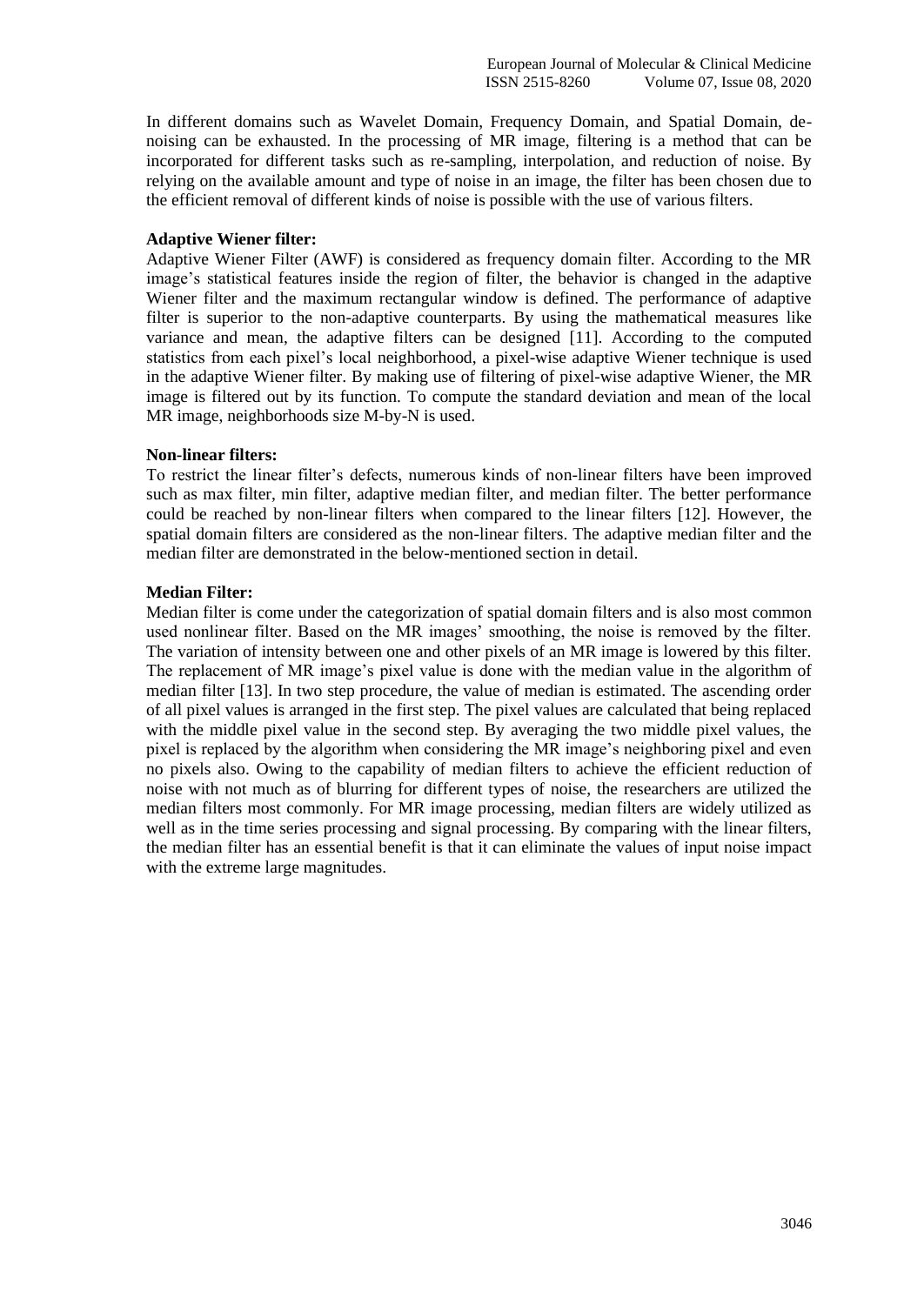In different domains such as Wavelet Domain, Frequency Domain, and Spatial Domain, de-noising can be exhausted. In the processing of MR image, filtering is a method that can be incorporated for different tasks such as re-sampling, interpolation, and reduction of noise. By relying on the available amount and type of noise in an image, the filter has been chosen due to the efficient removal of different kinds of noise is possible with the use of various filters.

**Adaptive Wiener filter:**

Adaptive Wiener Filter (AWF) is considered as frequency domain filter. According to the MR image's statistical features inside the region of filter, the behavior is changed in the adaptive Wiener filter and the maximum rectangular window is defined. The performance of adaptive filter is superior to the non-adaptive counterparts. By using the mathematical measures like variance and mean, the adaptive filters can be designed [11]. According to the computed statistics from each pixel's local neighborhood, a pixel-wise adaptive Wiener technique is used in the adaptive Wiener filter. By making use of filtering of pixel-wise adaptive Wiener, the MR image is filtered out by its function. To compute the standard deviation and mean of the local MR image, neighborhoods size M-by-N is used.

**Non-linear filters:**

To restrict the linear filter's defects, numerous kinds of non-linear filters have been improved such as max filter, min filter, adaptive median filter, and median filter. The better performance could be reached by non-linear filters when compared to the linear filters [12]. However, the spatial domain filters are considered as the non-linear filters. The adaptive median filter and the median filter are demonstrated in the below-mentioned section in detail.

**Median Filter:**

Median filter is come under the categorization of spatial domain filters and is also most common used nonlinear filter. Based on the MR images' smoothing, the noise is removed by the filter. The variation of intensity between one and other pixels of an MR image is lowered by this filter. The replacement of MR image's pixel value is done with the median value in the algorithm of median filter [13]. In two step procedure, the value of median is estimated. The ascending order of all pixel values is arranged in the first step. The pixel values are calculated that being replaced with the middle pixel value in the second step. By averaging the two middle pixel values, the pixel is replaced by the algorithm when considering the MR image's neighboring pixel and even no pixels also. Owing to the capability of median filters to achieve the efficient reduction of noise with not much as of blurring for different types of noise, the researchers are utilized the median filters most commonly. For MR image processing, median filters are widely utilized as well as in the time series processing and signal processing. By comparing with the linear filters, the median filter has an essential benefit is that it can eliminate the values of input noise impact with the extreme large magnitudes.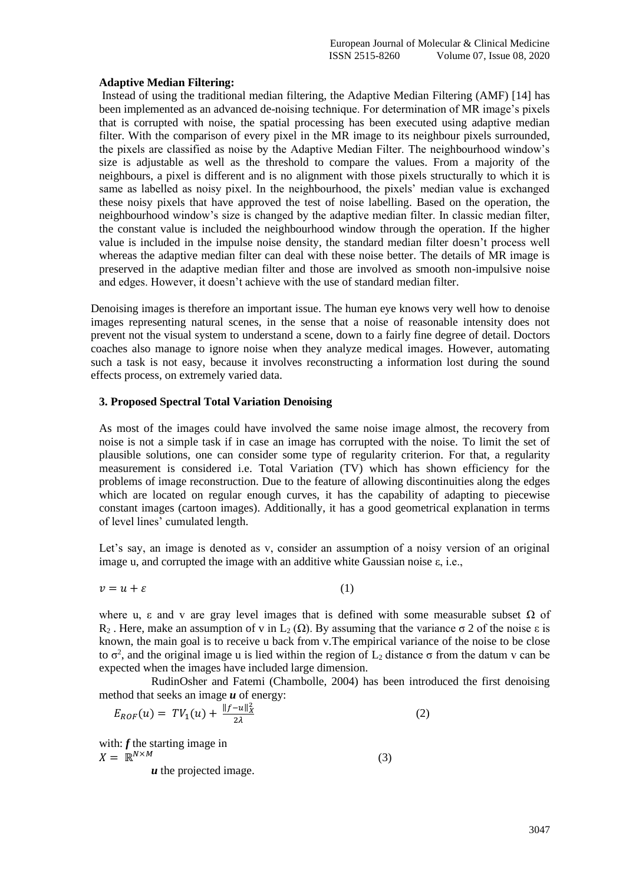**Adaptive Median Filtering:**

Instead of using the traditional median filtering, the Adaptive Median Filtering (AMF) [14] has been implemented as an advanced de-noising technique. For determination of MR image's pixels that is corrupted with noise, the spatial processing has been executed using adaptive median filter. With the comparison of every pixel in the MR image to its neighbour pixels surrounded, the pixels are classified as noise by the Adaptive Median Filter. The neighbourhood window's size is adjustable as well as the threshold to compare the values. From a majority of the neighbours, a pixel is different and is no alignment with those pixels structurally to which it is same as labelled as noisy pixel. In the neighbourhood, the pixels' median value is exchanged these noisy pixels that have approved the test of noise labelling. Based on the operation, the neighbourhood window's size is changed by the adaptive median filter. In classic median filter, the constant value is included the neighbourhood window through the operation. If the higher value is included in the impulse noise density, the standard median filter doesn't process well whereas the adaptive median filter can deal with these noise better. The details of MR image is preserved in the adaptive median filter and those are involved as smooth non-impulsive noise and edges. However, it doesn't achieve with the use of standard median filter.

Denoising images is therefore an important issue. The human eye knows very well how to denoise images representing natural scenes, in the sense that a noise of reasonable intensity does not prevent not the visual system to understand a scene, down to a fairly fine degree of detail. Doctors coaches also manage to ignore noise when they analyze medical images. However, automating such a task is not easy, because it involves reconstructing a information lost during the sound effects process, on extremely varied data.

### 3. Proposed Spectral Total Variation Denoising

As most of the images could have involved the same noise image almost, the recovery from noise is not a simple task if in case an image has corrupted with the noise. To limit the set of plausible solutions, one can consider some type of regularity criterion. For that, a regularity measurement is considered i.e. Total Variation (TV) which has shown efficiency for the problems of image reconstruction. Due to the feature of allowing discontinuities along the edges which are located on regular enough curves, it has the capability of adapting to piecewise constant images (cartoon images). Additionally, it has a good geometrical explanation in terms of level lines' cumulated length.

Let's say, an image is denoted as v, consider an assumption of a noisy version of an original image u, and corrupted the image with an additive white Gaussian noise $\varepsilon$, i.e.,

$$v = u + \varepsilon \qquad (1)$$

where u, $\varepsilon$ and v are gray level images that is defined with some measurable subset $\Omega$ of $R_2$ . Here, make an assumption of v in $L_2(\Omega)$. By assuming that the variance $\sigma$ 2 of the noise $\varepsilon$ is known, the main goal is to receive u back from v.The empirical variance of the noise to be close to $\sigma^2$, and the original image u is lied within the region of $L_2$ distance $\sigma$ from the datum v can be expected when the images have included large dimension.

RudinOsher and Fatemi (Chambolle, 2004) has been introduced the first denoising method that seeks an image $\boldsymbol{u}$ of energy:

$$E_{ROF}(u) = TV_1(u) + \frac{\|f-u\|_X^2}{2\lambda} \qquad (2)$$

with: $\boldsymbol{f}$ the starting image in

$$X = \mathbb{R}^{N\times M} \qquad (3)$$

$\boldsymbol{u}$ the projected image.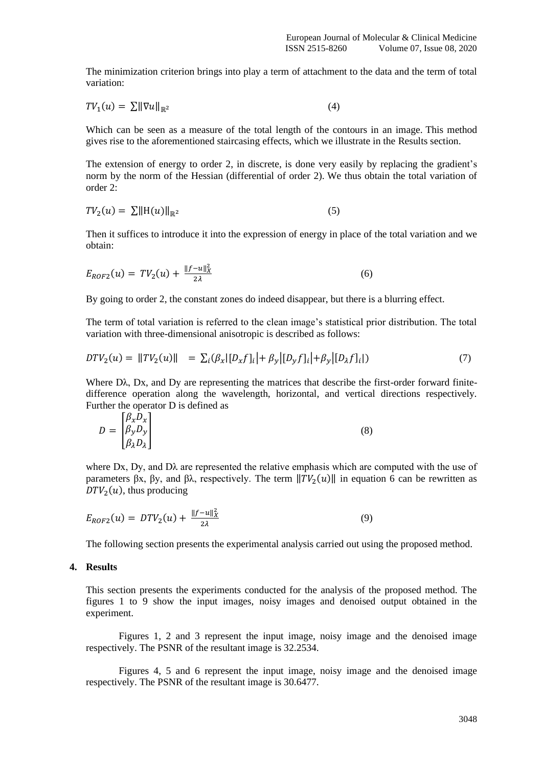The minimization criterion brings into play a term of attachment to the data and the term of total variation:

$$TV_1(u) = \sum \|\nabla u\|_{\mathbb{R}^2} \tag{4}$$

Which can be seen as a measure of the total length of the contours in an image. This method gives rise to the aforementioned staircasing effects, which we illustrate in the Results section.

The extension of energy to order 2, in discrete, is done very easily by replacing the gradient's norm by the norm of the Hessian (differential of order 2). We thus obtain the total variation of order 2:

$$TV_2(u) = \sum \|\mathrm{H}(u)\|_{\mathbb{R}^2} \tag{5}$$

Then it suffices to introduce it into the expression of energy in place of the total variation and we obtain:

$$E_{ROF2}(u) = TV_2(u) + \frac{\|f-u\|_X^2}{2\lambda} \tag{6}$$

By going to order 2, the constant zones do indeed disappear, but there is a blurring effect.

The term of total variation is referred to the clean image's statistical prior distribution. The total variation with three-dimensional anisotropic is described as follows:

$$DTV_2(u) = \|TV_2(u)\| \;\; = \sum_i (\beta_x |[D_x f]_i| + \beta_y |[D_y f]_i| + \beta_y |[D_\lambda f]_i|) \tag{7}$$

Where Dλ, Dx, and Dy are representing the matrices that describe the first-order forward finite-difference operation along the wavelength, horizontal, and vertical directions respectively. Further the operator D is defined as

$$D = \begin{bmatrix} \beta_x D_x \\ \beta_y D_y \\ \beta_\lambda D_\lambda \end{bmatrix} \tag{8}$$

where Dx, Dy, and Dλ are represented the relative emphasis which are computed with the use of parameters βx, βy, and βλ, respectively. The term $\|TV_2(u)\|$ in equation 6 can be rewritten as $DTV_2(u)$, thus producing

$$E_{ROF2}(u) = DTV_2(u) + \frac{\|f-u\|_X^2}{2\lambda} \tag{9}$$

The following section presents the experimental analysis carried out using the proposed method.

## 4. Results

This section presents the experiments conducted for the analysis of the proposed method. The figures 1 to 9 show the input images, noisy images and denoised output obtained in the experiment.

Figures 1, 2 and 3 represent the input image, noisy image and the denoised image respectively. The PSNR of the resultant image is 32.2534.

Figures 4, 5 and 6 represent the input image, noisy image and the denoised image respectively. The PSNR of the resultant image is 30.6477.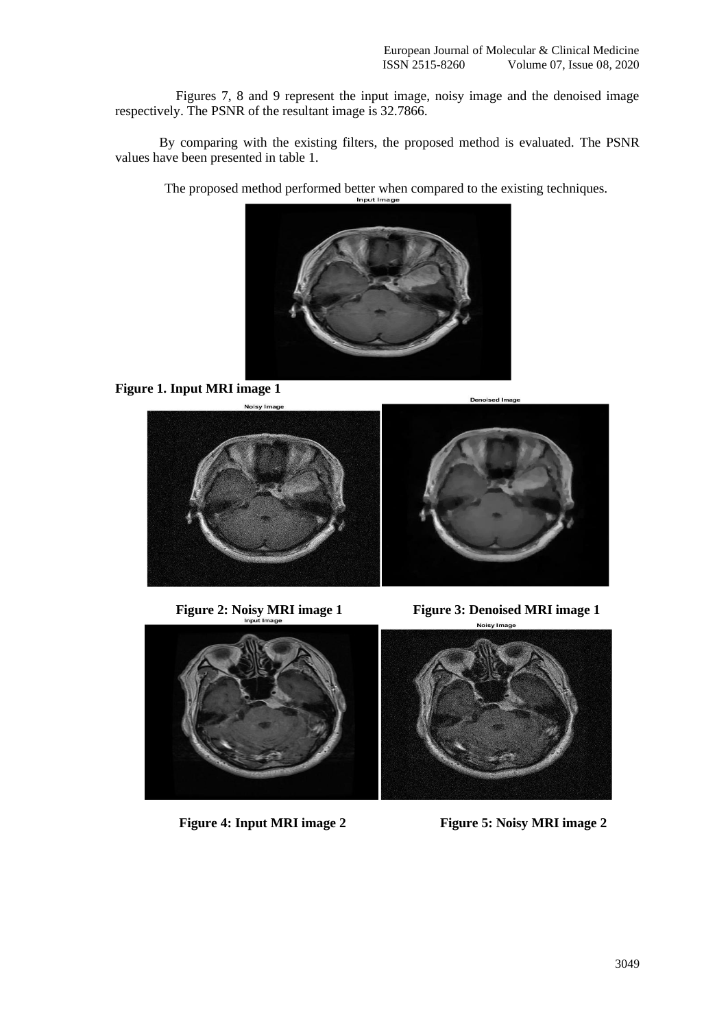Figures 7, 8 and 9 represent the input image, noisy image and the denoised image respectively. The PSNR of the resultant image is 32.7866.

By comparing with the existing filters, the proposed method is evaluated. The PSNR values have been presented in table 1.

The proposed method performed better when compared to the existing techniques.

**Figure 1. Input MRI image 1**

**Figure 2: Noisy MRI image 1**

**Figure 3: Denoised MRI image 1**

**Figure 4: Input MRI image 2**

**Figure 5: Noisy MRI image 2**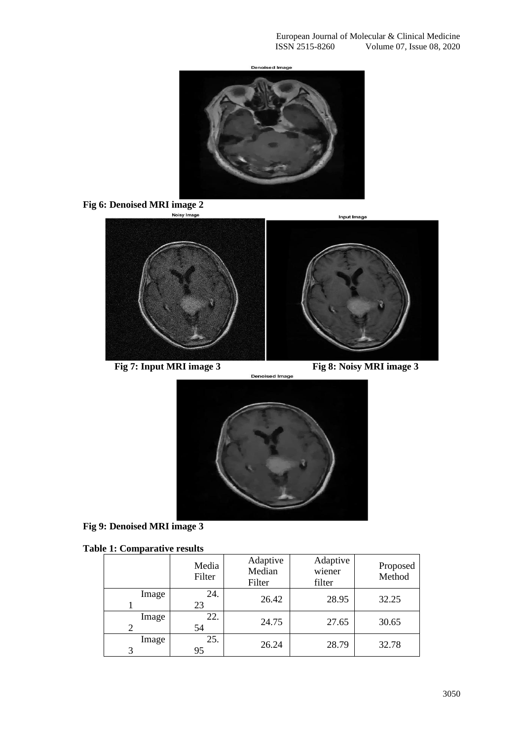**Fig 6: Denoised MRI image 2**

**Fig 7: Input MRI image 3**

**Fig 8: Noisy MRI image 3**

**Fig 9: Denoised MRI image 3**

**Table 1: Comparative results**

| | Media Filter | Adaptive Median Filter | Adaptive wiener filter | Proposed Method |
|---|---|---|---|---|
| Image 1 | 24.23 | 26.42 | 28.95 | 32.25 |
| Image 2 | 22.54 | 24.75 | 27.65 | 30.65 |
| Image 3 | 25.95 | 26.24 | 28.79 | 32.78 |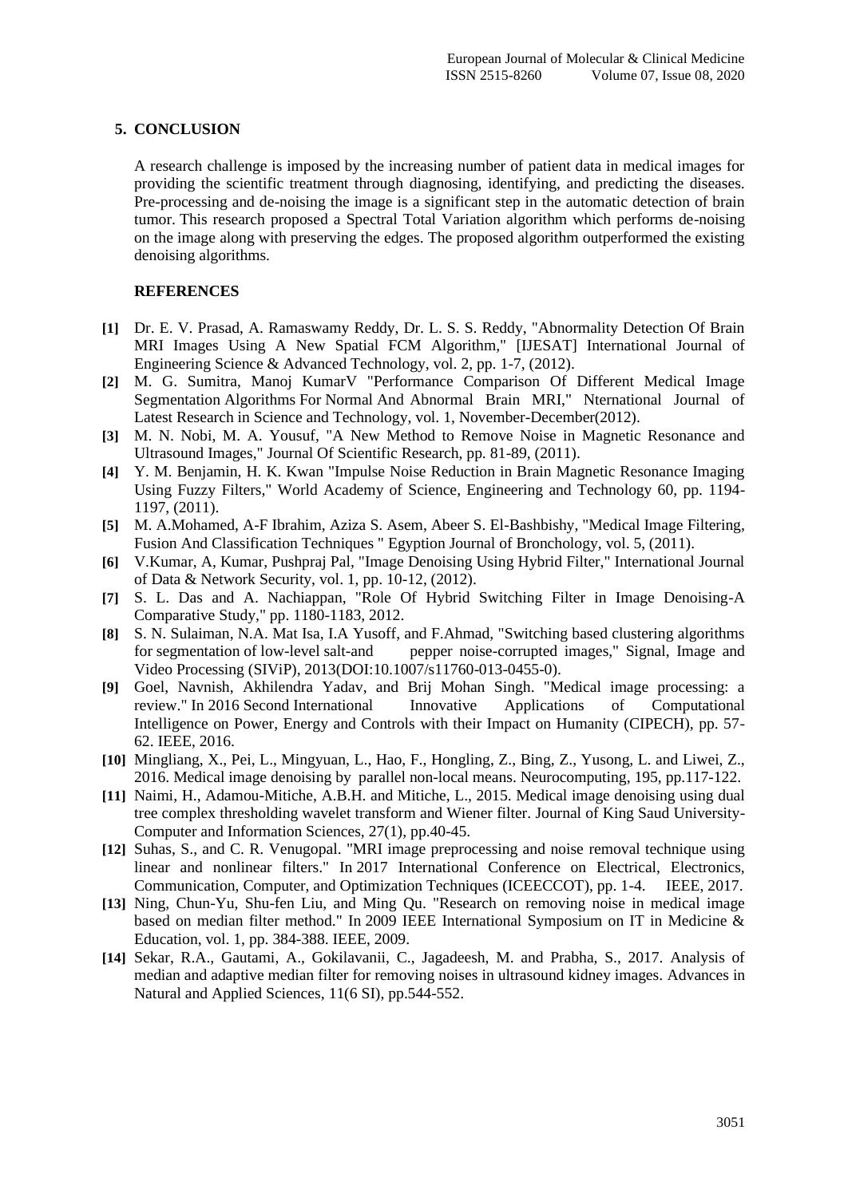## 5. CONCLUSION

A research challenge is imposed by the increasing number of patient data in medical images for providing the scientific treatment through diagnosing, identifying, and predicting the diseases. Pre-processing and de-noising the image is a significant step in the automatic detection of brain tumor. This research proposed a Spectral Total Variation algorithm which performs de-noising on the image along with preserving the edges. The proposed algorithm outperformed the existing denoising algorithms.

### REFERENCES

**[1]** Dr. E. V. Prasad, A. Ramaswamy Reddy, Dr. L. S. S. Reddy, "Abnormality Detection Of Brain MRI Images Using A New Spatial FCM Algorithm," [IJESAT] International Journal of Engineering Science & Advanced Technology, vol. 2, pp. 1-7, (2012).

**[2]** M. G. Sumitra, Manoj KumarV "Performance Comparison Of Different Medical Image Segmentation Algorithms For Normal And Abnormal Brain MRI," Nternational Journal of Latest Research in Science and Technology, vol. 1, November-December(2012).

**[3]** M. N. Nobi, M. A. Yousuf, "A New Method to Remove Noise in Magnetic Resonance and Ultrasound Images," Journal Of Scientific Research, pp. 81-89, (2011).

**[4]** Y. M. Benjamin, H. K. Kwan "Impulse Noise Reduction in Brain Magnetic Resonance Imaging Using Fuzzy Filters," World Academy of Science, Engineering and Technology 60, pp. 1194-1197, (2011).

**[5]** M. A.Mohamed, A-F Ibrahim, Aziza S. Asem, Abeer S. El-Bashbishy, "Medical Image Filtering, Fusion And Classification Techniques " Egyption Journal of Bronchology, vol. 5, (2011).

**[6]** V.Kumar, A, Kumar, Pushpraj Pal, "Image Denoising Using Hybrid Filter," International Journal of Data & Network Security, vol. 1, pp. 10-12, (2012).

**[7]** S. L. Das and A. Nachiappan, "Role Of Hybrid Switching Filter in Image Denoising-A Comparative Study," pp. 1180-1183, 2012.

**[8]** S. N. Sulaiman, N.A. Mat Isa, I.A Yusoff, and F.Ahmad, "Switching based clustering algorithms for segmentation of low-level salt-and pepper noise-corrupted images," Signal, Image and Video Processing (SIViP), 2013(DOI:10.1007/s11760-013-0455-0).

**[9]** Goel, Navnish, Akhilendra Yadav, and Brij Mohan Singh. "Medical image processing: a review." In 2016 Second International Innovative Applications of Computational Intelligence on Power, Energy and Controls with their Impact on Humanity (CIPECH), pp. 57-62. IEEE, 2016.

**[10]** Mingliang, X., Pei, L., Mingyuan, L., Hao, F., Hongling, Z., Bing, Z., Yusong, L. and Liwei, Z., 2016. Medical image denoising by parallel non-local means. Neurocomputing, 195, pp.117-122.

**[11]** Naimi, H., Adamou-Mitiche, A.B.H. and Mitiche, L., 2015. Medical image denoising using dual tree complex thresholding wavelet transform and Wiener filter. Journal of King Saud University-Computer and Information Sciences, 27(1), pp.40-45.

**[12]** Suhas, S., and C. R. Venugopal. "MRI image preprocessing and noise removal technique using linear and nonlinear filters." In 2017 International Conference on Electrical, Electronics, Communication, Computer, and Optimization Techniques (ICEECCOT), pp. 1-4. IEEE, 2017.

**[13]** Ning, Chun-Yu, Shu-fen Liu, and Ming Qu. "Research on removing noise in medical image based on median filter method." In 2009 IEEE International Symposium on IT in Medicine & Education, vol. 1, pp. 384-388. IEEE, 2009.

**[14]** Sekar, R.A., Gautami, A., Gokilavanii, C., Jagadeesh, M. and Prabha, S., 2017. Analysis of median and adaptive median filter for removing noises in ultrasound kidney images. Advances in Natural and Applied Sciences, 11(6 SI), pp.544-552.